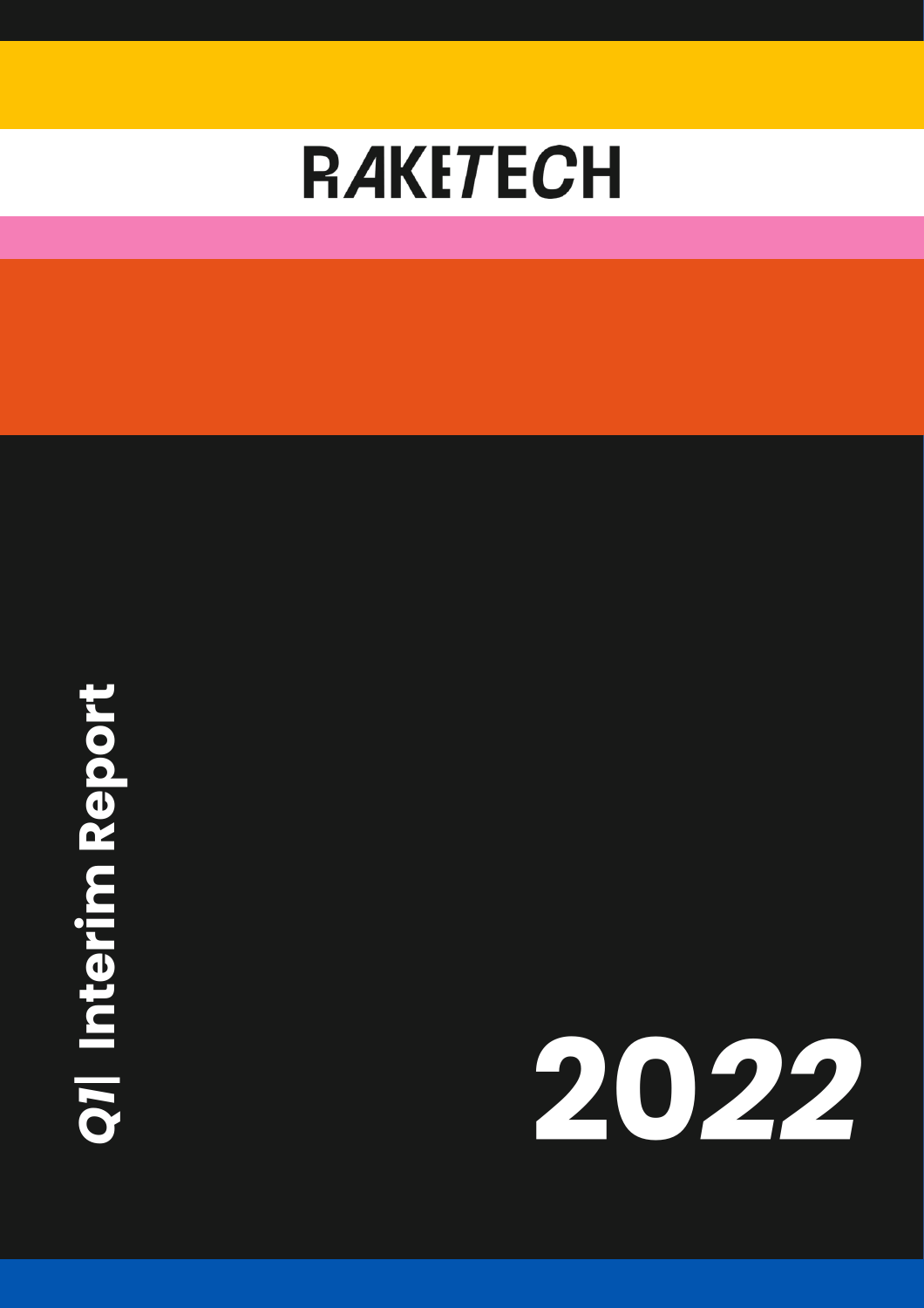# RAKETECH

## Q1| Interim Report

# 2022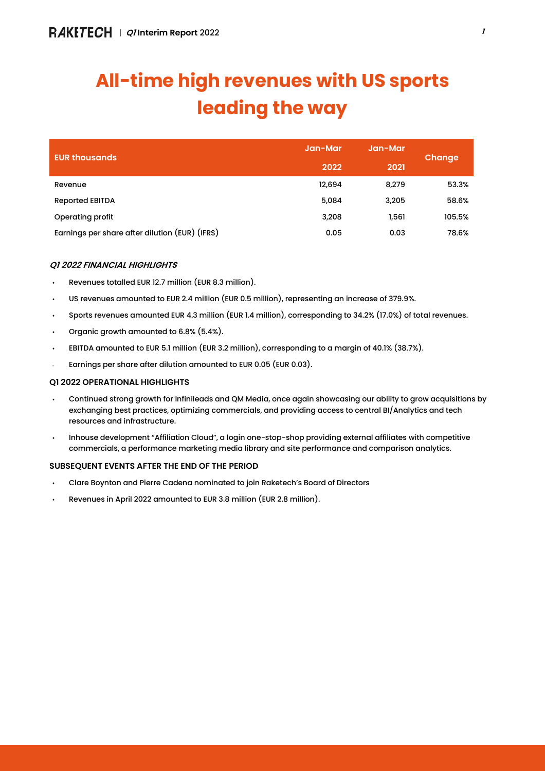# All-time high revenues with US sports leading the way

| EUR thousands | Jan-Mar 2022 | Jan-Mar 2021 | Change |
|---|---|---|---|
| Revenue | 12,694 | 8,279 | 53.3% |
| Reported EBITDA | 5,084 | 3,205 | 58.6% |
| Operating profit | 3,208 | 1,561 | 105.5% |
| Earnings per share after dilution (EUR) (IFRS) | 0.05 | 0.03 | 78.6% |

### *Q1 2022 FINANCIAL HIGHLIGHTS*

- Revenues totalled EUR 12.7 million (EUR 8.3 million).
- US revenues amounted to EUR 2.4 million (EUR 0.5 million), representing an increase of 379.9%.
- Sports revenues amounted EUR 4.3 million (EUR 1.4 million), corresponding to 34.2% (17.0%) of total revenues.
- Organic growth amounted to 6.8% (5.4%).
- EBITDA amounted to EUR 5.1 million (EUR 3.2 million), corresponding to a margin of 40.1% (38.7%).
- Earnings per share after dilution amounted to EUR 0.05 (EUR 0.03).

### Q1 2022 OPERATIONAL HIGHLIGHTS

- Continued strong growth for Infinileads and QM Media, once again showcasing our ability to grow acquisitions by exchanging best practices, optimizing commercials, and providing access to central BI/Analytics and tech resources and infrastructure.
- Inhouse development "Affiliation Cloud", a login one-stop-shop providing external affiliates with competitive commercials, a performance marketing media library and site performance and comparison analytics.

### SUBSEQUENT EVENTS AFTER THE END OF THE PERIOD

- Clare Boynton and Pierre Cadena nominated to join Raketech's Board of Directors
- Revenues in April 2022 amounted to EUR 3.8 million (EUR 2.8 million).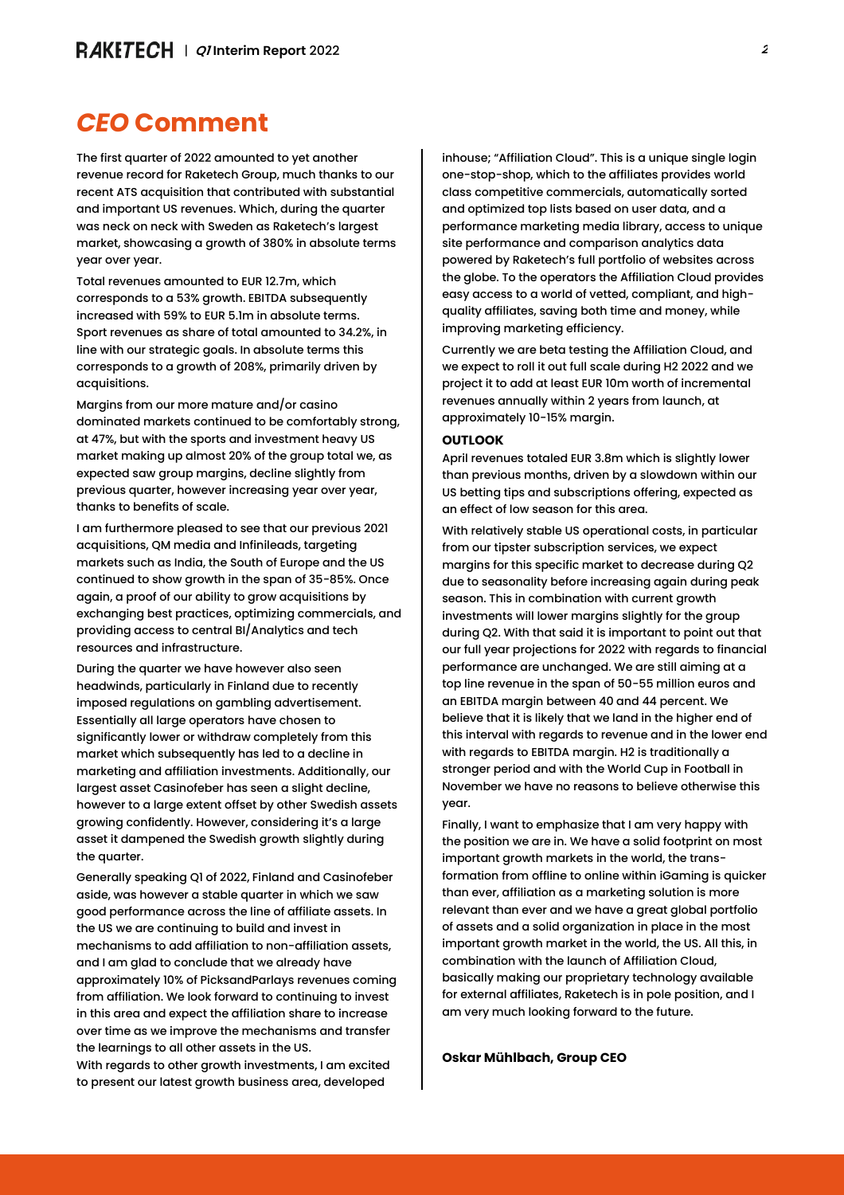# *CEO* Comment

The first quarter of 2022 amounted to yet another revenue record for Raketech Group, much thanks to our recent ATS acquisition that contributed with substantial and important US revenues. Which, during the quarter was neck on neck with Sweden as Raketech's largest market, showcasing a growth of 380% in absolute terms year over year.

Total revenues amounted to EUR 12.7m, which corresponds to a 53% growth. EBITDA subsequently increased with 59% to EUR 5.1m in absolute terms. Sport revenues as share of total amounted to 34.2%, in line with our strategic goals. In absolute terms this corresponds to a growth of 208%, primarily driven by acquisitions.

Margins from our more mature and/or casino dominated markets continued to be comfortably strong, at 47%, but with the sports and investment heavy US market making up almost 20% of the group total we, as expected saw group margins, decline slightly from previous quarter, however increasing year over year, thanks to benefits of scale.

I am furthermore pleased to see that our previous 2021 acquisitions, QM media and Infinileads, targeting markets such as India, the South of Europe and the US continued to show growth in the span of 35-85%. Once again, a proof of our ability to grow acquisitions by exchanging best practices, optimizing commercials, and providing access to central BI/Analytics and tech resources and infrastructure.

During the quarter we have however also seen headwinds, particularly in Finland due to recently imposed regulations on gambling advertisement. Essentially all large operators have chosen to significantly lower or withdraw completely from this market which subsequently has led to a decline in marketing and affiliation investments. Additionally, our largest asset Casinofeber has seen a slight decline, however to a large extent offset by other Swedish assets growing confidently. However, considering it's a large asset it dampened the Swedish growth slightly during the quarter.

Generally speaking Q1 of 2022, Finland and Casinofeber aside, was however a stable quarter in which we saw good performance across the line of affiliate assets. In the US we are continuing to build and invest in mechanisms to add affiliation to non-affiliation assets, and I am glad to conclude that we already have approximately 10% of PicksandParlays revenues coming from affiliation. We look forward to continuing to invest in this area and expect the affiliation share to increase over time as we improve the mechanisms and transfer the learnings to all other assets in the US.

With regards to other growth investments, I am excited to present our latest growth business area, developed inhouse; "Affiliation Cloud". This is a unique single login one-stop-shop, which to the affiliates provides world class competitive commercials, automatically sorted and optimized top lists based on user data, and a performance marketing media library, access to unique site performance and comparison analytics data powered by Raketech's full portfolio of websites across the globe. To the operators the Affiliation Cloud provides easy access to a world of vetted, compliant, and high-quality affiliates, saving both time and money, while improving marketing efficiency.

Currently we are beta testing the Affiliation Cloud, and we expect to roll it out full scale during H2 2022 and we project it to add at least EUR 10m worth of incremental revenues annually within 2 years from launch, at approximately 10-15% margin.

**OUTLOOK**

April revenues totaled EUR 3.8m which is slightly lower than previous months, driven by a slowdown within our US betting tips and subscriptions offering, expected as an effect of low season for this area.

With relatively stable US operational costs, in particular from our tipster subscription services, we expect margins for this specific market to decrease during Q2 due to seasonality before increasing again during peak season. This in combination with current growth investments will lower margins slightly for the group during Q2. With that said it is important to point out that our full year projections for 2022 with regards to financial performance are unchanged. We are still aiming at a top line revenue in the span of 50-55 million euros and an EBITDA margin between 40 and 44 percent. We believe that it is likely that we land in the higher end of this interval with regards to revenue and in the lower end with regards to EBITDA margin. H2 is traditionally a stronger period and with the World Cup in Football in November we have no reasons to believe otherwise this year.

Finally, I want to emphasize that I am very happy with the position we are in. We have a solid footprint on most important growth markets in the world, the trans-formation from offline to online within iGaming is quicker than ever, affiliation as a marketing solution is more relevant than ever and we have a great global portfolio of assets and a solid organization in place in the most important growth market in the world, the US. All this, in combination with the launch of Affiliation Cloud, basically making our proprietary technology available for external affiliates, Raketech is in pole position, and I am very much looking forward to the future.

**Oskar Mühlbach, Group CEO**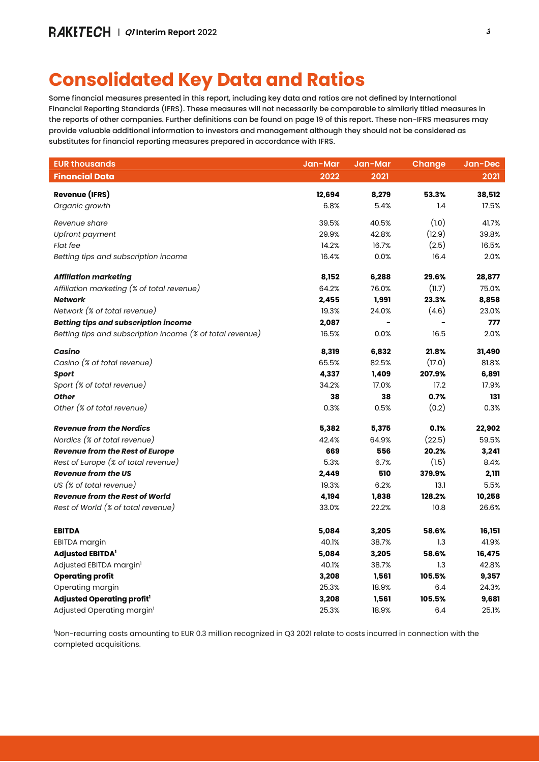# Consolidated Key Data and Ratios

Some financial measures presented in this report, including key data and ratios are not defined by International Financial Reporting Standards (IFRS). These measures will not necessarily be comparable to similarly titled measures in the reports of other companies. Further definitions can be found on page 19 of this report. These non-IFRS measures may provide valuable additional information to investors and management although they should not be considered as substitutes for financial reporting measures prepared in accordance with IFRS.

| EUR thousands | Jan-Mar | Jan-Mar | Change | Jan-Dec |
|---|---|---|---|---|
| **Financial Data** | **2022** | **2021** | | **2021** |
| **Revenue (IFRS)** | **12,694** | **8,279** | **53.3%** | **38,512** |
| *Organic growth* | 6.8% | 5.4% | 1.4 | 17.5% |
| *Revenue share* | 39.5% | 40.5% | (1.0) | 41.7% |
| *Upfront payment* | 29.9% | 42.8% | (12.9) | 39.8% |
| *Flat fee* | 14.2% | 16.7% | (2.5) | 16.5% |
| *Betting tips and subscription income* | 16.4% | 0.0% | 16.4 | 2.0% |
| ***Affiliation marketing*** | **8,152** | **6,288** | **29.6%** | **28,877** |
| *Affiliation marketing (% of total revenue)* | 64.2% | 76.0% | (11.7) | 75.0% |
| ***Network*** | **2,455** | **1,991** | **23.3%** | **8,858** |
| *Network (% of total revenue)* | 19.3% | 24.0% | (4.6) | 23.0% |
| ***Betting tips and subscription income*** | **2,087** | **-** | **-** | **777** |
| *Betting tips and subscription income (% of total revenue)* | 16.5% | 0.0% | 16.5 | 2.0% |
| ***Casino*** | **8,319** | **6,832** | **21.8%** | **31,490** |
| *Casino (% of total revenue)* | 65.5% | 82.5% | (17.0) | 81.8% |
| ***Sport*** | **4,337** | **1,409** | **207.9%** | **6,891** |
| *Sport (% of total revenue)* | 34.2% | 17.0% | 17.2 | 17.9% |
| ***Other*** | **38** | **38** | **0.7%** | **131** |
| *Other (% of total revenue)* | 0.3% | 0.5% | (0.2) | 0.3% |
| ***Revenue from the Nordics*** | **5,382** | **5,375** | **0.1%** | **22,902** |
| *Nordics (% of total revenue)* | 42.4% | 64.9% | (22.5) | 59.5% |
| ***Revenue from the Rest of Europe*** | **669** | **556** | **20.2%** | **3,241** |
| *Rest of Europe (% of total revenue)* | 5.3% | 6.7% | (1.5) | 8.4% |
| ***Revenue from the US*** | **2,449** | **510** | **379.9%** | **2,111** |
| *US (% of total revenue)* | 19.3% | 6.2% | 13.1 | 5.5% |
| ***Revenue from the Rest of World*** | **4,194** | **1,838** | **128.2%** | **10,258** |
| *Rest of World (% of total revenue)* | 33.0% | 22.2% | 10.8 | 26.6% |
| **EBITDA** | **5,084** | **3,205** | **58.6%** | **16,151** |
| EBITDA margin | 40.1% | 38.7% | 1.3 | 41.9% |
| **Adjusted EBITDA**[1] | **5,084** | **3,205** | **58.6%** | **16,475** |
| Adjusted EBITDA margin[1] | 40.1% | 38.7% | 1.3 | 42.8% |
| **Operating profit** | **3,208** | **1,561** | **105.5%** | **9,357** |
| Operating margin | 25.3% | 18.9% | 6.4 | 24.3% |
| **Adjusted Operating profit**[1] | **3,208** | **1,561** | **105.5%** | **9,681** |
| Adjusted Operating margin[1] | 25.3% | 18.9% | 6.4 | 25.1% |

[1]Non-recurring costs amounting to EUR 0.3 million recognized in Q3 2021 relate to costs incurred in connection with the completed acquisitions.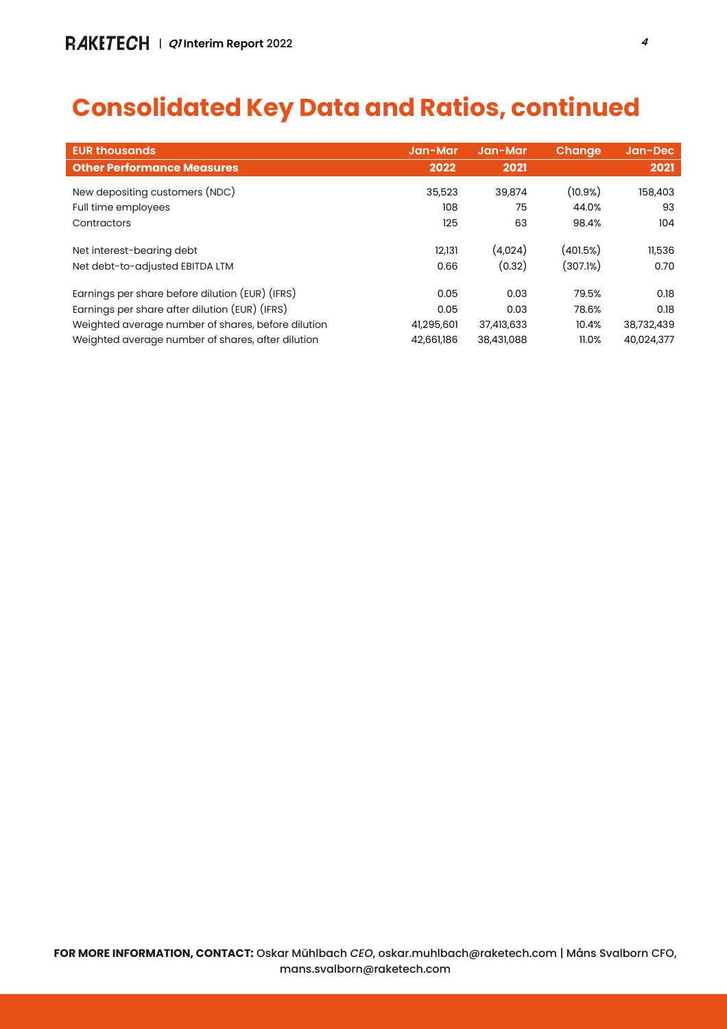# Consolidated Key Data and Ratios, continued

| EUR thousands | Jan-Mar | Jan-Mar | Change | Jan-Dec |
|---|---|---|---|---|
| **Other Performance Measures** | **2022** | **2021** | | **2021** |
| New depositing customers (NDC) | 35,523 | 39,874 | (10.9%) | 158,403 |
| Full time employees | 108 | 75 | 44.0% | 93 |
| Contractors | 125 | 63 | 98.4% | 104 |
| Net interest-bearing debt | 12,131 | (4,024) | (401.5%) | 11,536 |
| Net debt-to-adjusted EBITDA LTM | 0.66 | (0.32) | (307.1%) | 0.70 |
| Earnings per share before dilution (EUR) (IFRS) | 0.05 | 0.03 | 79.5% | 0.18 |
| Earnings per share after dilution (EUR) (IFRS) | 0.05 | 0.03 | 78.6% | 0.18 |
| Weighted average number of shares, before dilution | 41,295,601 | 37,413,633 | 10.4% | 38,732,439 |
| Weighted average number of shares, after dilution | 42,661,186 | 38,431,088 | 11.0% | 40,024,377 |

**FOR MORE INFORMATION, CONTACT:** Oskar Mühlbach *CEO*, oskar.muhlbach@raketech.com | Måns Svalborn CFO, mans.svalborn@raketech.com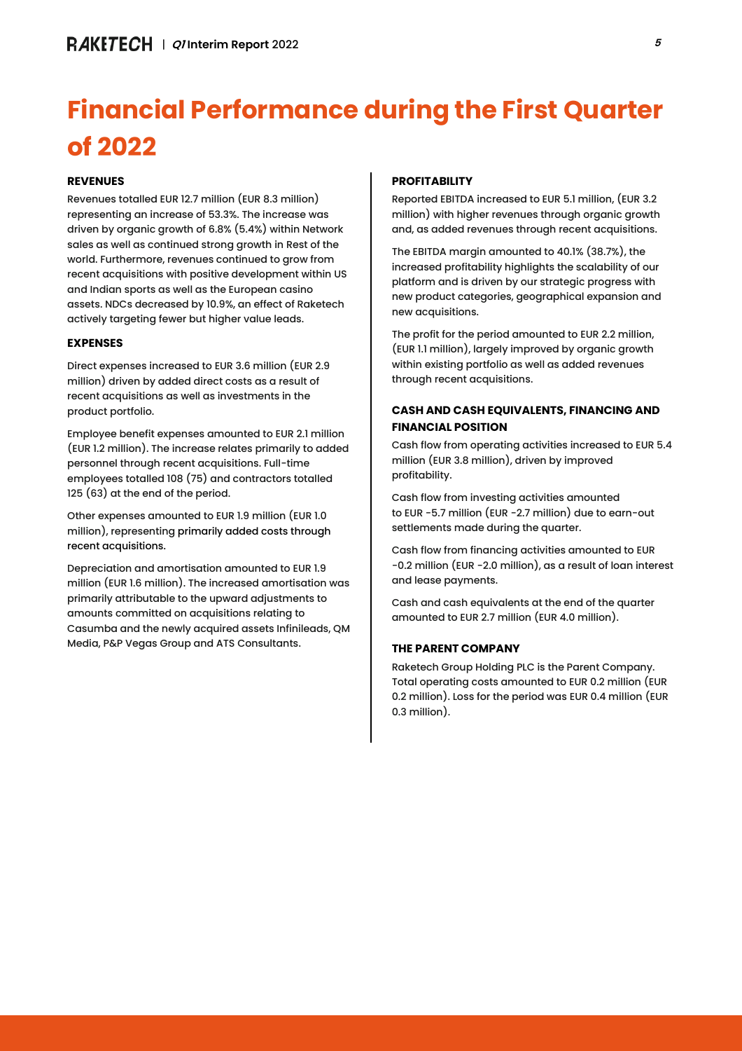# Financial Performance during the First Quarter of 2022

### REVENUES

Revenues totalled EUR 12.7 million (EUR 8.3 million) representing an increase of 53.3%. The increase was driven by organic growth of 6.8% (5.4%) within Network sales as well as continued strong growth in Rest of the world. Furthermore, revenues continued to grow from recent acquisitions with positive development within US and Indian sports as well as the European casino assets. NDCs decreased by 10.9%, an effect of Raketech actively targeting fewer but higher value leads.

### EXPENSES

Direct expenses increased to EUR 3.6 million (EUR 2.9 million) driven by added direct costs as a result of recent acquisitions as well as investments in the product portfolio.

Employee benefit expenses amounted to EUR 2.1 million (EUR 1.2 million). The increase relates primarily to added personnel through recent acquisitions. Full-time employees totalled 108 (75) and contractors totalled 125 (63) at the end of the period.

Other expenses amounted to EUR 1.9 million (EUR 1.0 million), representing primarily added costs through recent acquisitions.

Depreciation and amortisation amounted to EUR 1.9 million (EUR 1.6 million). The increased amortisation was primarily attributable to the upward adjustments to amounts committed on acquisitions relating to Casumba and the newly acquired assets Infinileads, QM Media, P&P Vegas Group and ATS Consultants.

### PROFITABILITY

Reported EBITDA increased to EUR 5.1 million, (EUR 3.2 million) with higher revenues through organic growth and, as added revenues through recent acquisitions.

The EBITDA margin amounted to 40.1% (38.7%), the increased profitability highlights the scalability of our platform and is driven by our strategic progress with new product categories, geographical expansion and new acquisitions.

The profit for the period amounted to EUR 2.2 million, (EUR 1.1 million), largely improved by organic growth within existing portfolio as well as added revenues through recent acquisitions.

### CASH AND CASH EQUIVALENTS, FINANCING AND FINANCIAL POSITION

Cash flow from operating activities increased to EUR 5.4 million (EUR 3.8 million), driven by improved profitability.

Cash flow from investing activities amounted to EUR -5.7 million (EUR -2.7 million) due to earn-out settlements made during the quarter.

Cash flow from financing activities amounted to EUR -0.2 million (EUR -2.0 million), as a result of loan interest and lease payments.

Cash and cash equivalents at the end of the quarter amounted to EUR 2.7 million (EUR 4.0 million).

### THE PARENT COMPANY

Raketech Group Holding PLC is the Parent Company. Total operating costs amounted to EUR 0.2 million (EUR 0.2 million). Loss for the period was EUR 0.4 million (EUR 0.3 million).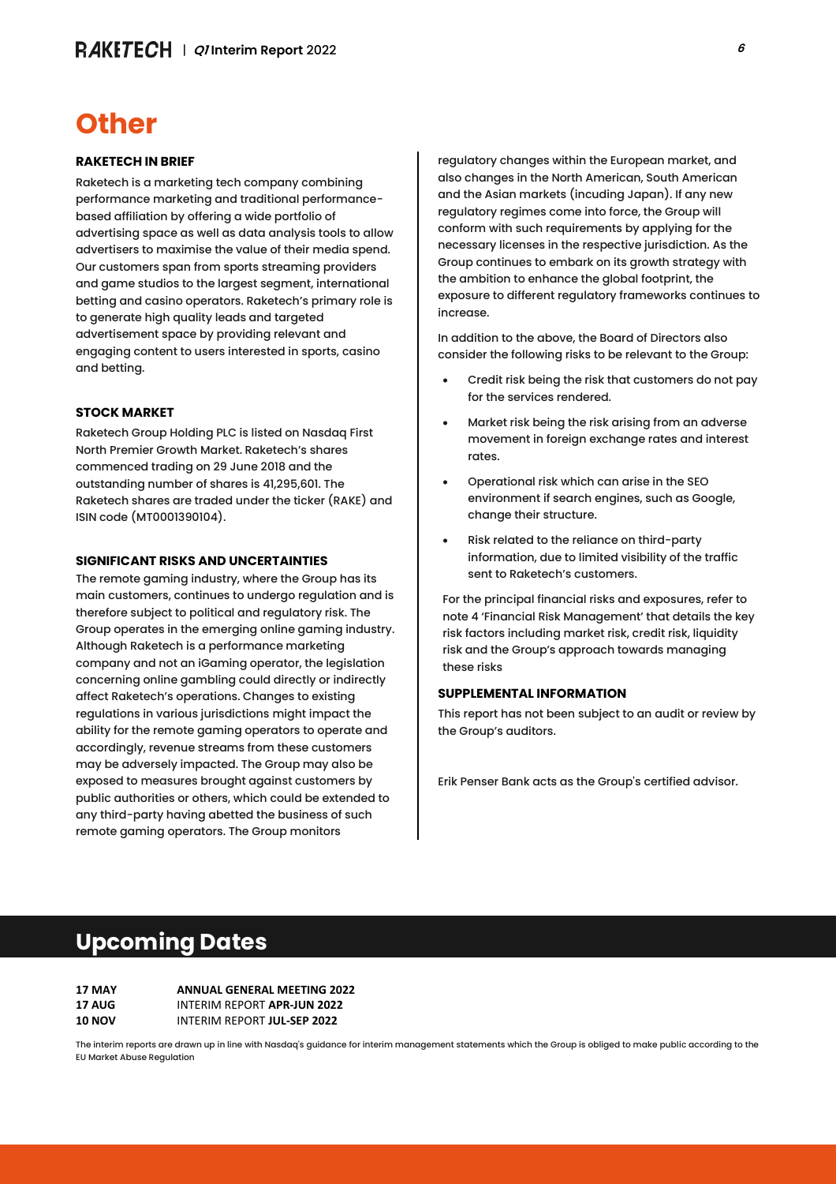# Other

### RAKETECH IN BRIEF

Raketech is a marketing tech company combining performance marketing and traditional performance-based affiliation by offering a wide portfolio of advertising space as well as data analysis tools to allow advertisers to maximise the value of their media spend. Our customers span from sports streaming providers and game studios to the largest segment, international betting and casino operators. Raketech's primary role is to generate high quality leads and targeted advertisement space by providing relevant and engaging content to users interested in sports, casino and betting.

### STOCK MARKET

Raketech Group Holding PLC is listed on Nasdaq First North Premier Growth Market. Raketech's shares commenced trading on 29 June 2018 and the outstanding number of shares is 41,295,601. The Raketech shares are traded under the ticker (RAKE) and ISIN code (MT0001390104).

### SIGNIFICANT RISKS AND UNCERTAINTIES

The remote gaming industry, where the Group has its main customers, continues to undergo regulation and is therefore subject to political and regulatory risk. The Group operates in the emerging online gaming industry. Although Raketech is a performance marketing company and not an iGaming operator, the legislation concerning online gambling could directly or indirectly affect Raketech's operations. Changes to existing regulations in various jurisdictions might impact the ability for the remote gaming operators to operate and accordingly, revenue streams from these customers may be adversely impacted. The Group may also be exposed to measures brought against customers by public authorities or others, which could be extended to any third-party having abetted the business of such remote gaming operators. The Group monitors regulatory changes within the European market, and also changes in the North American, South American and the Asian markets (incuding Japan). If any new regulatory regimes come into force, the Group will conform with such requirements by applying for the necessary licenses in the respective jurisdiction. As the Group continues to embark on its growth strategy with the ambition to enhance the global footprint, the exposure to different regulatory frameworks continues to increase.

In addition to the above, the Board of Directors also consider the following risks to be relevant to the Group:

- Credit risk being the risk that customers do not pay for the services rendered.
- Market risk being the risk arising from an adverse movement in foreign exchange rates and interest rates.
- Operational risk which can arise in the SEO environment if search engines, such as Google, change their structure.
- Risk related to the reliance on third-party information, due to limited visibility of the traffic sent to Raketech's customers.

For the principal financial risks and exposures, refer to note 4 'Financial Risk Management' that details the key risk factors including market risk, credit risk, liquidity risk and the Group's approach towards managing these risks

### SUPPLEMENTAL INFORMATION

This report has not been subject to an audit or review by the Group's auditors.

Erik Penser Bank acts as the Group's certified advisor.

# Upcoming Dates

| | |
|---|---|
| **17 MAY** | **ANNUAL GENERAL MEETING 2022** |
| **17 AUG** | INTERIM REPORT **APR-JUN 2022** |
| **10 NOV** | INTERIM REPORT **JUL-SEP 2022** |

The interim reports are drawn up in line with Nasdaq's guidance for interim management statements which the Group is obliged to make public according to the EU Market Abuse Regulation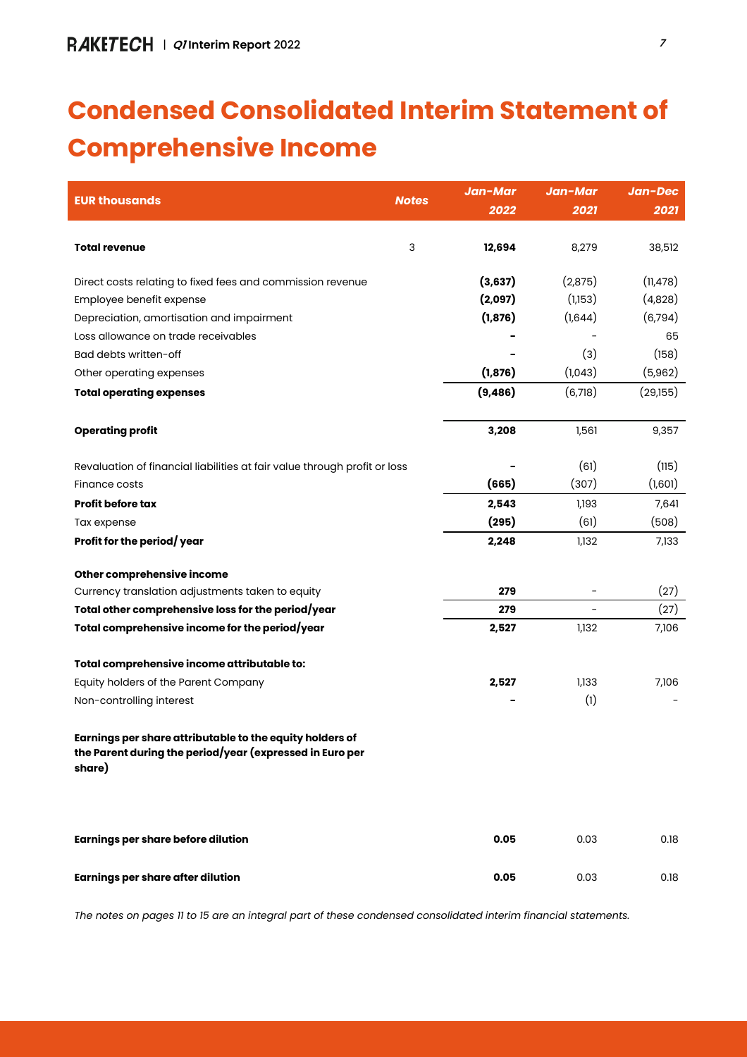# Condensed Consolidated Interim Statement of Comprehensive Income

| EUR thousands | Notes | Jan-Mar 2022 | Jan-Mar 2021 | Jan-Dec 2021 |
|---|---|---|---|---|
| **Total revenue** | 3 | **12,694** | 8,279 | 38,512 |
| Direct costs relating to fixed fees and commission revenue | | **(3,637)** | (2,875) | (11,478) |
| Employee benefit expense | | **(2,097)** | (1,153) | (4,828) |
| Depreciation, amortisation and impairment | | **(1,876)** | (1,644) | (6,794) |
| Loss allowance on trade receivables | | **-** | - | 65 |
| Bad debts written-off | | **-** | (3) | (158) |
| Other operating expenses | | **(1,876)** | (1,043) | (5,962) |
| **Total operating expenses** | | **(9,486)** | (6,718) | (29,155) |
| **Operating profit** | | **3,208** | 1,561 | 9,357 |
| Revaluation of financial liabilities at fair value through profit or loss | | **-** | (61) | (115) |
| Finance costs | | **(665)** | (307) | (1,601) |
| **Profit before tax** | | **2,543** | 1,193 | 7,641 |
| Tax expense | | **(295)** | (61) | (508) |
| **Profit for the period/ year** | | **2,248** | 1,132 | 7,133 |
| **Other comprehensive income** | | | | |
| Currency translation adjustments taken to equity | | **279** | - | (27) |
| **Total other comprehensive loss for the period/year** | | **279** | - | (27) |
| **Total comprehensive income for the period/year** | | **2,527** | 1,132 | 7,106 |
| **Total comprehensive income attributable to:** | | | | |
| Equity holders of the Parent Company | | **2,527** | 1,133 | 7,106 |
| Non-controlling interest | | **-** | (1) | - |
| **Earnings per share attributable to the equity holders of the Parent during the period/year (expressed in Euro per share)** | | | | |
| **Earnings per share before dilution** | | **0.05** | 0.03 | 0.18 |
| **Earnings per share after dilution** | | **0.05** | 0.03 | 0.18 |

*The notes on pages 11 to 15 are an integral part of these condensed consolidated interim financial statements.*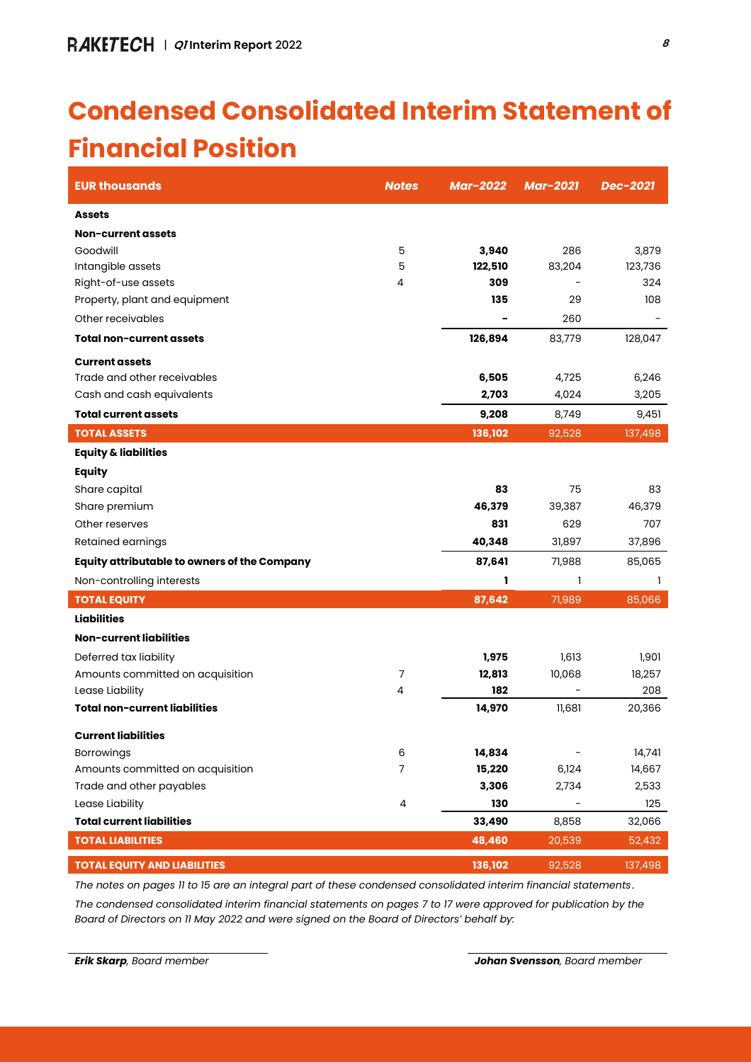# Condensed Consolidated Interim Statement of Financial Position

| EUR thousands | Notes | Mar-2022 | Mar-2021 | Dec-2021 |
|---|---|---|---|---|
| **Assets** | | | | |
| **Non-current assets** | | | | |
| Goodwill | 5 | **3,940** | 286 | 3,879 |
| Intangible assets | 5 | **122,510** | 83,204 | 123,736 |
| Right-of-use assets | 4 | **309** | - | 324 |
| Property, plant and equipment | | **135** | 29 | 108 |
| Other receivables | | **-** | 260 | - |
| **Total non-current assets** | | **126,894** | 83,779 | 128,047 |
| **Current assets** | | | | |
| Trade and other receivables | | **6,505** | 4,725 | 6,246 |
| Cash and cash equivalents | | **2,703** | 4,024 | 3,205 |
| **Total current assets** | | **9,208** | 8,749 | 9,451 |
| **TOTAL ASSETS** | | **136,102** | 92,528 | 137,498 |
| **Equity & liabilities** | | | | |
| **Equity** | | | | |
| Share capital | | **83** | 75 | 83 |
| Share premium | | **46,379** | 39,387 | 46,379 |
| Other reserves | | **831** | 629 | 707 |
| Retained earnings | | **40,348** | 31,897 | 37,896 |
| **Equity attributable to owners of the Company** | | **87,641** | 71,988 | 85,065 |
| Non-controlling interests | | **1** | 1 | 1 |
| **TOTAL EQUITY** | | **87,642** | 71,989 | 85,066 |
| **Liabilities** | | | | |
| **Non-current liabilities** | | | | |
| Deferred tax liability | | **1,975** | 1,613 | 1,901 |
| Amounts committed on acquisition | 7 | **12,813** | 10,068 | 18,257 |
| Lease Liability | 4 | **182** | - | 208 |
| **Total non-current liabilities** | | **14,970** | 11,681 | 20,366 |
| **Current liabilities** | | | | |
| Borrowings | 6 | **14,834** | - | 14,741 |
| Amounts committed on acquisition | 7 | **15,220** | 6,124 | 14,667 |
| Trade and other payables | | **3,306** | 2,734 | 2,533 |
| Lease Liability | 4 | **130** | - | 125 |
| **Total current liabilities** | | **33,490** | 8,858 | 32,066 |
| **TOTAL LIABILITIES** | | **48,460** | 20,539 | 52,432 |
| **TOTAL EQUITY AND LIABILITIES** | | **136,102** | 92,528 | 137,498 |

*The notes on pages 11 to 15 are an integral part of these condensed consolidated interim financial statements.*

*The condensed consolidated interim financial statements on pages 7 to 17 were approved for publication by the Board of Directors on 11 May 2022 and were signed on the Board of Directors' behalf by:*

***Erik Skarp**, Board member*

***Johan Svensson**, Board member*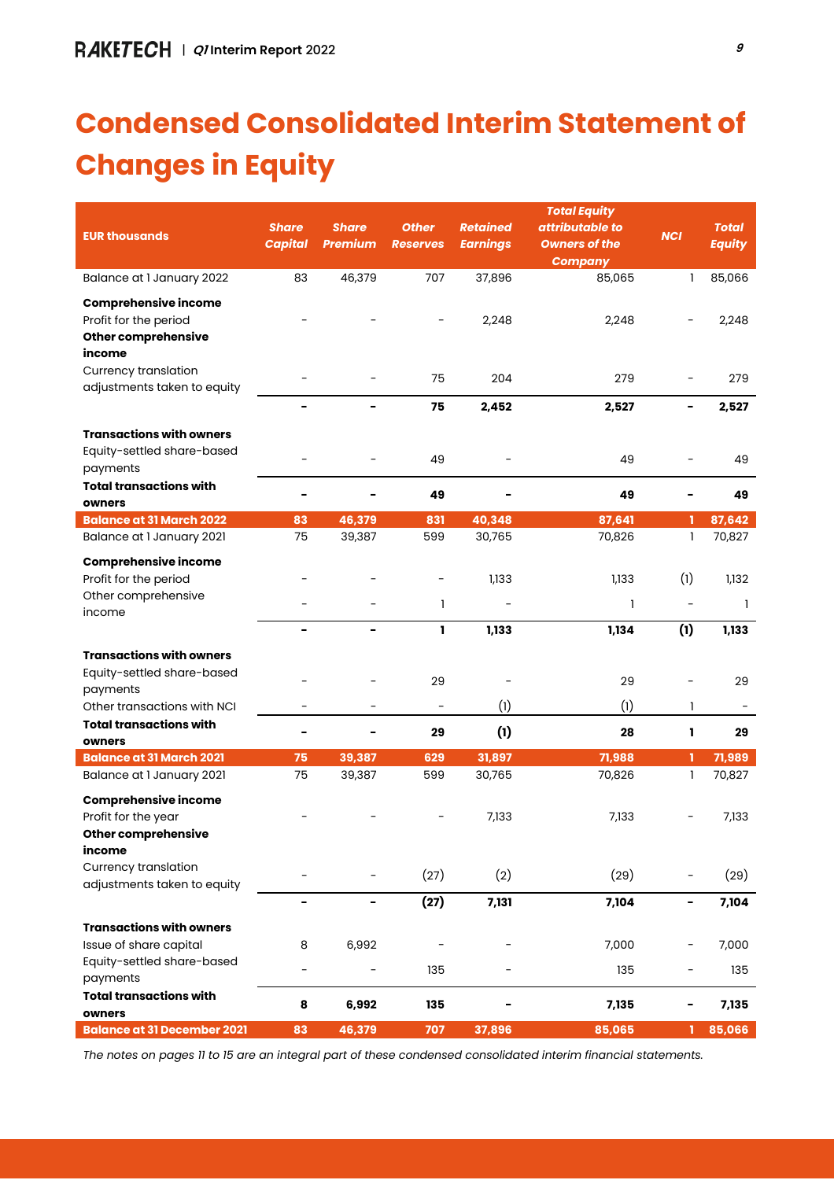# Condensed Consolidated Interim Statement of Changes in Equity

| EUR thousands | Share Capital | Share Premium | Other Reserves | Retained Earnings | Total Equity attributable to Owners of the Company | NCI | Total Equity |
|---|---|---|---|---|---|---|---|
| Balance at 1 January 2022 | 83 | 46,379 | 707 | 37,896 | 85,065 | 1 | 85,066 |
| **Comprehensive income** | | | | | | | |
| Profit for the period | - | - | - | 2,248 | 2,248 | - | 2,248 |
| **Other comprehensive income** | | | | | | | |
| Currency translation adjustments taken to equity | - | - | 75 | 204 | 279 | - | 279 |
| | **-** | **-** | **75** | **2,452** | **2,527** | **-** | **2,527** |
| **Transactions with owners** | | | | | | | |
| Equity-settled share-based payments | - | - | 49 | - | 49 | - | 49 |
| **Total transactions with owners** | **-** | **-** | **49** | **-** | **49** | **-** | **49** |
| **Balance at 31 March 2022** | **83** | **46,379** | **831** | **40,348** | **87,641** | **1** | **87,642** |
| Balance at 1 January 2021 | 75 | 39,387 | 599 | 30,765 | 70,826 | 1 | 70,827 |
| **Comprehensive income** | | | | | | | |
| Profit for the period | - | - | - | 1,133 | 1,133 | (1) | 1,132 |
| Other comprehensive income | - | - | 1 | - | 1 | - | 1 |
| | **-** | **-** | **1** | **1,133** | **1,134** | **(1)** | **1,133** |
| **Transactions with owners** | | | | | | | |
| Equity-settled share-based payments | - | - | 29 | - | 29 | - | 29 |
| Other transactions with NCI | - | - | - | (1) | (1) | 1 | - |
| **Total transactions with owners** | **-** | **-** | **29** | **(1)** | **28** | **1** | **29** |
| **Balance at 31 March 2021** | **75** | **39,387** | **629** | **31,897** | **71,988** | **1** | **71,989** |
| Balance at 1 January 2021 | 75 | 39,387 | 599 | 30,765 | 70,826 | 1 | 70,827 |
| **Comprehensive income** | | | | | | | |
| Profit for the year | - | - | - | 7,133 | 7,133 | - | 7,133 |
| **Other comprehensive income** | | | | | | | |
| Currency translation adjustments taken to equity | - | - | (27) | (2) | (29) | - | (29) |
| | **-** | **-** | **(27)** | **7,131** | **7,104** | **-** | **7,104** |
| **Transactions with owners** | | | | | | | |
| Issue of share capital | 8 | 6,992 | - | - | 7,000 | - | 7,000 |
| Equity-settled share-based payments | - | - | 135 | - | 135 | - | 135 |
| **Total transactions with owners** | **8** | **6,992** | **135** | **-** | **7,135** | **-** | **7,135** |
| **Balance at 31 December 2021** | **83** | **46,379** | **707** | **37,896** | **85,065** | **1** | **85,066** |

*The notes on pages 11 to 15 are an integral part of these condensed consolidated interim financial statements.*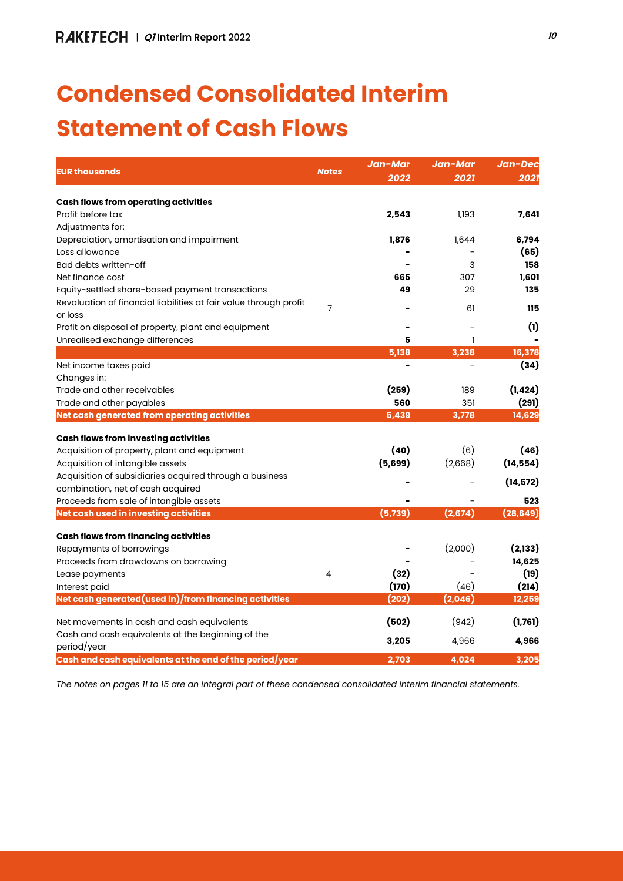# Condensed Consolidated Interim Statement of Cash Flows

| EUR thousands | Notes | Jan-Mar 2022 | Jan-Mar 2021 | Jan-Dec 2021 |
|---|---|---|---|---|
| **Cash flows from operating activities** | | | | |
| Profit before tax | | **2,543** | 1,193 | **7,641** |
| Adjustments for: | | | | |
| Depreciation, amortisation and impairment | | **1,876** | 1,644 | **6,794** |
| Loss allowance | | **-** | - | **(65)** |
| Bad debts written-off | | **-** | 3 | **158** |
| Net finance cost | | **665** | 307 | **1,601** |
| Equity-settled share-based payment transactions | | **49** | 29 | **135** |
| Revaluation of financial liabilities at fair value through profit or loss | 7 | **-** | 61 | **115** |
| Profit on disposal of property, plant and equipment | | **-** | - | **(1)** |
| Unrealised exchange differences | | **5** | 1 | **-** |
| | | **5,138** | **3,238** | **16,378** |
| Net income taxes paid | | **-** | - | **(34)** |
| Changes in: | | | | |
| Trade and other receivables | | **(259)** | 189 | **(1,424)** |
| Trade and other payables | | **560** | 351 | **(291)** |
| **Net cash generated from operating activities** | | **5,439** | **3,778** | **14,629** |
| **Cash flows from investing activities** | | | | |
| Acquisition of property, plant and equipment | | **(40)** | (6) | **(46)** |
| Acquisition of intangible assets | | **(5,699)** | (2,668) | **(14,554)** |
| Acquisition of subsidiaries acquired through a business combination, net of cash acquired | | **-** | - | **(14,572)** |
| Proceeds from sale of intangible assets | | **-** | - | **523** |
| **Net cash used in investing activities** | | **(5,739)** | **(2,674)** | **(28,649)** |
| **Cash flows from financing activities** | | | | |
| Repayments of borrowings | | **-** | (2,000) | **(2,133)** |
| Proceeds from drawdowns on borrowing | | **-** | - | **14,625** |
| Lease payments | 4 | **(32)** | - | **(19)** |
| Interest paid | | **(170)** | (46) | **(214)** |
| **Net cash generated(used in)/from financing activities** | | **(202)** | **(2,046)** | **12,259** |
| Net movements in cash and cash equivalents | | **(502)** | (942) | **(1,761)** |
| Cash and cash equivalents at the beginning of the period/year | | **3,205** | 4,966 | **4,966** |
| **Cash and cash equivalents at the end of the period/year** | | **2,703** | **4,024** | **3,205** |

*The notes on pages 11 to 15 are an integral part of these condensed consolidated interim financial statements.*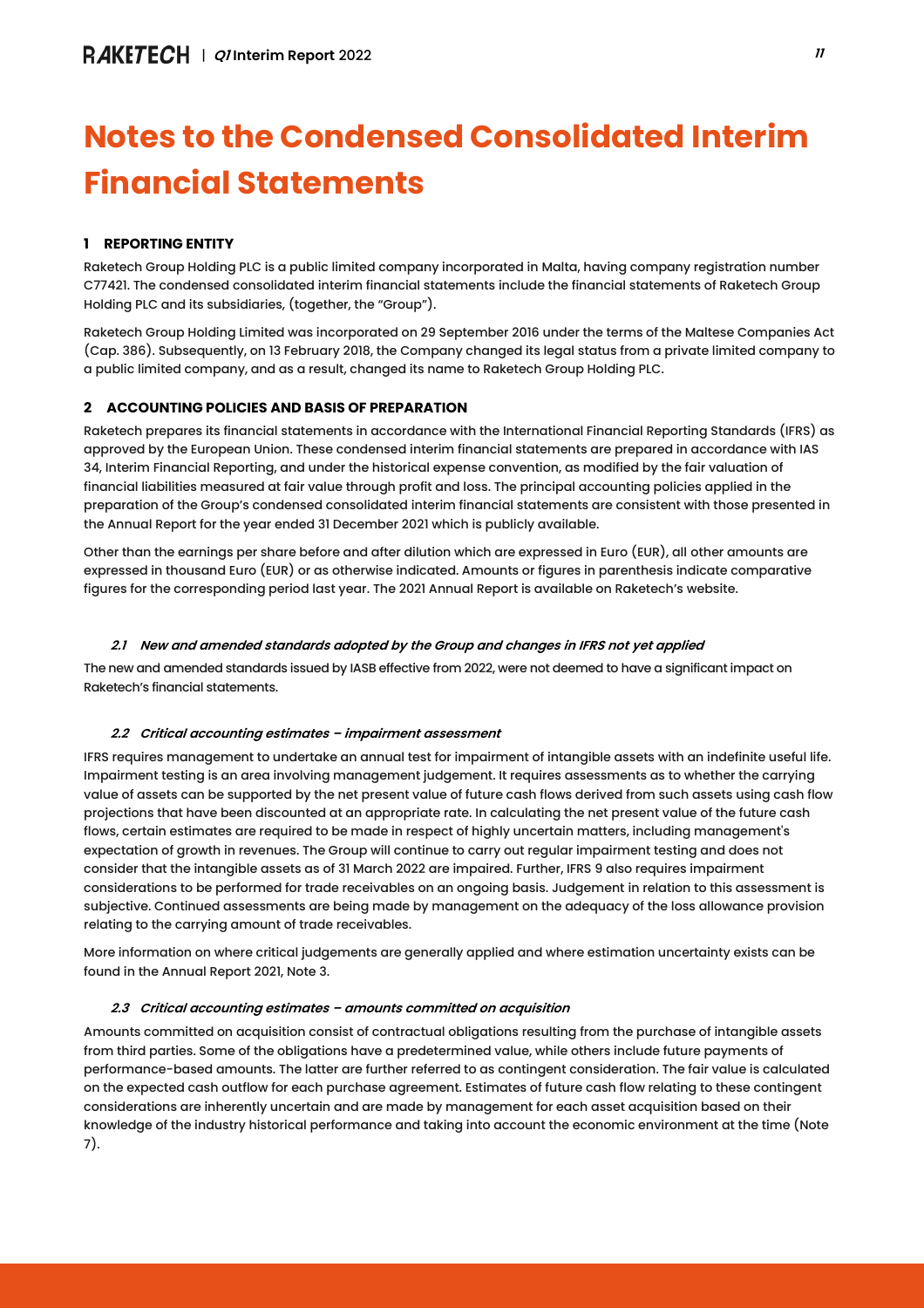# Notes to the Condensed Consolidated Interim Financial Statements

### 1 REPORTING ENTITY

Raketech Group Holding PLC is a public limited company incorporated in Malta, having company registration number C77421. The condensed consolidated interim financial statements include the financial statements of Raketech Group Holding PLC and its subsidiaries, (together, the "Group").

Raketech Group Holding Limited was incorporated on 29 September 2016 under the terms of the Maltese Companies Act (Cap. 386). Subsequently, on 13 February 2018, the Company changed its legal status from a private limited company to a public limited company, and as a result, changed its name to Raketech Group Holding PLC.

### 2 ACCOUNTING POLICIES AND BASIS OF PREPARATION

Raketech prepares its financial statements in accordance with the International Financial Reporting Standards (IFRS) as approved by the European Union. These condensed interim financial statements are prepared in accordance with IAS 34, Interim Financial Reporting, and under the historical expense convention, as modified by the fair valuation of financial liabilities measured at fair value through profit and loss. The principal accounting policies applied in the preparation of the Group's condensed consolidated interim financial statements are consistent with those presented in the Annual Report for the year ended 31 December 2021 which is publicly available.

Other than the earnings per share before and after dilution which are expressed in Euro (EUR), all other amounts are expressed in thousand Euro (EUR) or as otherwise indicated. Amounts or figures in parenthesis indicate comparative figures for the corresponding period last year. The 2021 Annual Report is available on Raketech's website.

#### *2.1 New and amended standards adopted by the Group and changes in IFRS not yet applied*

The new and amended standards issued by IASB effective from 2022, were not deemed to have a significant impact on Raketech's financial statements.

#### *2.2 Critical accounting estimates – impairment assessment*

IFRS requires management to undertake an annual test for impairment of intangible assets with an indefinite useful life. Impairment testing is an area involving management judgement. It requires assessments as to whether the carrying value of assets can be supported by the net present value of future cash flows derived from such assets using cash flow projections that have been discounted at an appropriate rate. In calculating the net present value of the future cash flows, certain estimates are required to be made in respect of highly uncertain matters, including management's expectation of growth in revenues. The Group will continue to carry out regular impairment testing and does not consider that the intangible assets as of 31 March 2022 are impaired. Further, IFRS 9 also requires impairment considerations to be performed for trade receivables on an ongoing basis. Judgement in relation to this assessment is subjective. Continued assessments are being made by management on the adequacy of the loss allowance provision relating to the carrying amount of trade receivables.

More information on where critical judgements are generally applied and where estimation uncertainty exists can be found in the Annual Report 2021, Note 3.

#### *2.3 Critical accounting estimates – amounts committed on acquisition*

Amounts committed on acquisition consist of contractual obligations resulting from the purchase of intangible assets from third parties. Some of the obligations have a predetermined value, while others include future payments of performance-based amounts. The latter are further referred to as contingent consideration. The fair value is calculated on the expected cash outflow for each purchase agreement. Estimates of future cash flow relating to these contingent considerations are inherently uncertain and are made by management for each asset acquisition based on their knowledge of the industry historical performance and taking into account the economic environment at the time (Note 7).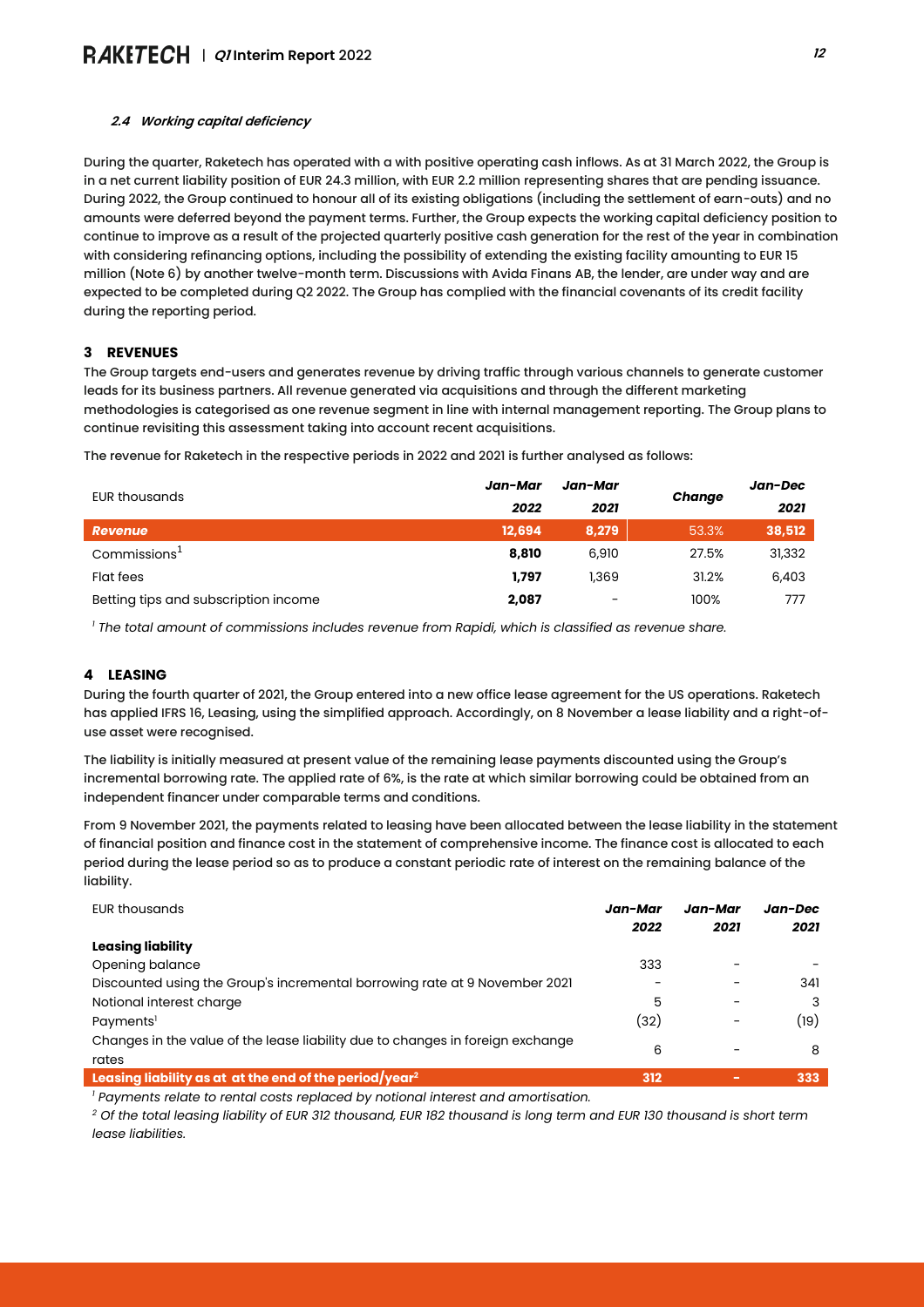### 2.4 Working capital deficiency

During the quarter, Raketech has operated with a with positive operating cash inflows. As at 31 March 2022, the Group is in a net current liability position of EUR 24.3 million, with EUR 2.2 million representing shares that are pending issuance. During 2022, the Group continued to honour all of its existing obligations (including the settlement of earn-outs) and no amounts were deferred beyond the payment terms. Further, the Group expects the working capital deficiency position to continue to improve as a result of the projected quarterly positive cash generation for the rest of the year in combination with considering refinancing options, including the possibility of extending the existing facility amounting to EUR 15 million (Note 6) by another twelve-month term. Discussions with Avida Finans AB, the lender, are under way and are expected to be completed during Q2 2022. The Group has complied with the financial covenants of its credit facility during the reporting period.

## 3 REVENUES

The Group targets end-users and generates revenue by driving traffic through various channels to generate customer leads for its business partners. All revenue generated via acquisitions and through the different marketing methodologies is categorised as one revenue segment in line with internal management reporting. The Group plans to continue revisiting this assessment taking into account recent acquisitions.

The revenue for Raketech in the respective periods in 2022 and 2021 is further analysed as follows:

| EUR thousands | Jan-Mar 2022 | Jan-Mar 2021 | Change | Jan-Dec 2021 |
|---|---|---|---|---|
| **Revenue** | **12,694** | **8,279** | 53.3% | **38,512** |
| Commissions[1] | **8,810** | 6,910 | 27.5% | 31,332 |
| Flat fees | **1,797** | 1,369 | 31.2% | 6,403 |
| Betting tips and subscription income | **2,087** | - | 100% | 777 |

*[1] The total amount of commissions includes revenue from Rapidi, which is classified as revenue share.*

## 4 LEASING

During the fourth quarter of 2021, the Group entered into a new office lease agreement for the US operations. Raketech has applied IFRS 16, Leasing, using the simplified approach. Accordingly, on 8 November a lease liability and a right-of-use asset were recognised.

The liability is initially measured at present value of the remaining lease payments discounted using the Group's incremental borrowing rate. The applied rate of 6%, is the rate at which similar borrowing could be obtained from an independent financer under comparable terms and conditions.

From 9 November 2021, the payments related to leasing have been allocated between the lease liability in the statement of financial position and finance cost in the statement of comprehensive income. The finance cost is allocated to each period during the lease period so as to produce a constant periodic rate of interest on the remaining balance of the liability.

| EUR thousands | Jan-Mar 2022 | Jan-Mar 2021 | Jan-Dec 2021 |
|---|---|---|---|
| **Leasing liability** | | | |
| Opening balance | 333 | - | - |
| Discounted using the Group's incremental borrowing rate at 9 November 2021 | - | - | 341 |
| Notional interest charge | 5 | - | 3 |
| Payments[1] | (32) | - | (19) |
| Changes in the value of the lease liability due to changes in foreign exchange rates | 6 | - | 8 |
| **Leasing liability as at at the end of the period/year[2]** | **312** | **-** | **333** |

*[1] Payments relate to rental costs replaced by notional interest and amortisation.*
*[2] Of the total leasing liability of EUR 312 thousand, EUR 182 thousand is long term and EUR 130 thousand is short term lease liabilities.*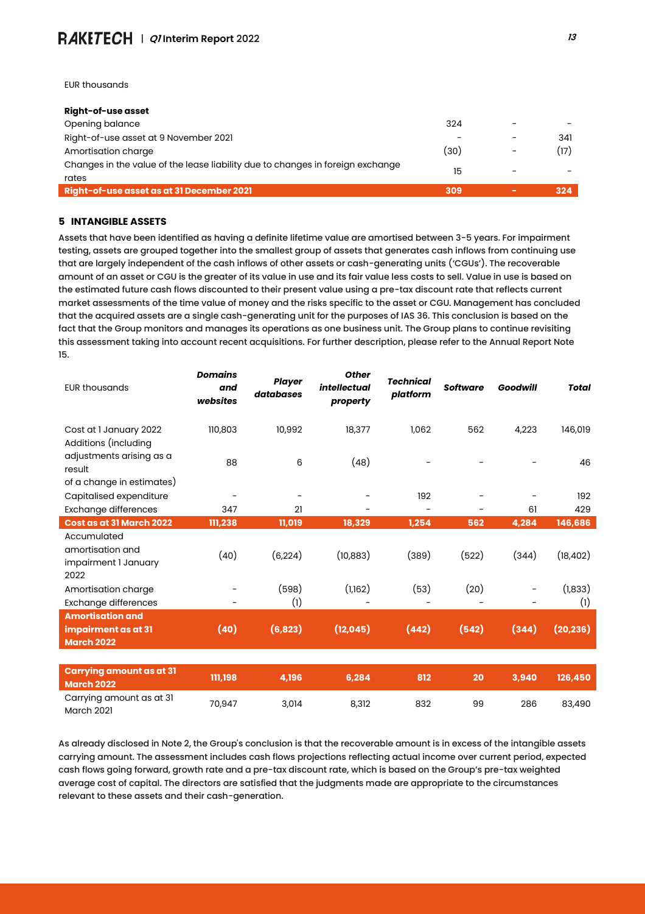EUR thousands

| Right-of-use asset | | | |
|---|---|---|---|
| Opening balance | 324 | - | - |
| Right-of-use asset at 9 November 2021 | - | - | 341 |
| Amortisation charge | (30) | - | (17) |
| Changes in the value of the lease liability due to changes in foreign exchange rates | 15 | - | - |
| **Right-of-use asset as at 31 December 2021** | **309** | **-** | **324** |

## 5 INTANGIBLE ASSETS

Assets that have been identified as having a definite lifetime value are amortised between 3-5 years. For impairment testing, assets are grouped together into the smallest group of assets that generates cash inflows from continuing use that are largely independent of the cash inflows of other assets or cash-generating units ('CGUs'). The recoverable amount of an asset or CGU is the greater of its value in use and its fair value less costs to sell. Value in use is based on the estimated future cash flows discounted to their present value using a pre-tax discount rate that reflects current market assessments of the time value of money and the risks specific to the asset or CGU. Management has concluded that the acquired assets are a single cash-generating unit for the purposes of IAS 36. This conclusion is based on the fact that the Group monitors and manages its operations as one business unit. The Group plans to continue revisiting this assessment taking into account recent acquisitions. For further description, please refer to the Annual Report Note 15.

| EUR thousands | *Domains and websites* | *Player databases* | *Other intellectual property* | *Technical platform* | *Software* | *Goodwill* | *Total* |
|---|---|---|---|---|---|---|---|
| Cost at 1 January 2022 | 110,803 | 10,992 | 18,377 | 1,062 | 562 | 4,223 | 146,019 |
| Additions (including adjustments arising as a result of a change in estimates) | 88 | 6 | (48) | - | - | - | 46 |
| Capitalised expenditure | - | - | - | 192 | - | - | 192 |
| Exchange differences | 347 | 21 | - | - | - | 61 | 429 |
| **Cost as at 31 March 2022** | **111,238** | **11,019** | **18,329** | **1,254** | **562** | **4,284** | **146,686** |
| Accumulated amortisation and impairment 1 January 2022 | (40) | (6,224) | (10,883) | (389) | (522) | (344) | (18,402) |
| Amortisation charge | - | (598) | (1,162) | (53) | (20) | - | (1,833) |
| Exchange differences | - | (1) | - | - | - | - | (1) |
| **Amortisation and impairment as at 31 March 2022** | **(40)** | **(6,823)** | **(12,045)** | **(442)** | **(542)** | **(344)** | **(20,236)** |
| | | | | | | | |
| **Carrying amount as at 31 March 2022** | **111,198** | **4,196** | **6,284** | **812** | **20** | **3,940** | **126,450** |
| Carrying amount as at 31 March 2021 | 70,947 | 3,014 | 8,312 | 832 | 99 | 286 | 83,490 |

As already disclosed in Note 2, the Group's conclusion is that the recoverable amount is in excess of the intangible assets carrying amount. The assessment includes cash flows projections reflecting actual income over current period, expected cash flows going forward, growth rate and a pre-tax discount rate, which is based on the Group's pre-tax weighted average cost of capital. The directors are satisfied that the judgments made are appropriate to the circumstances relevant to these assets and their cash-generation.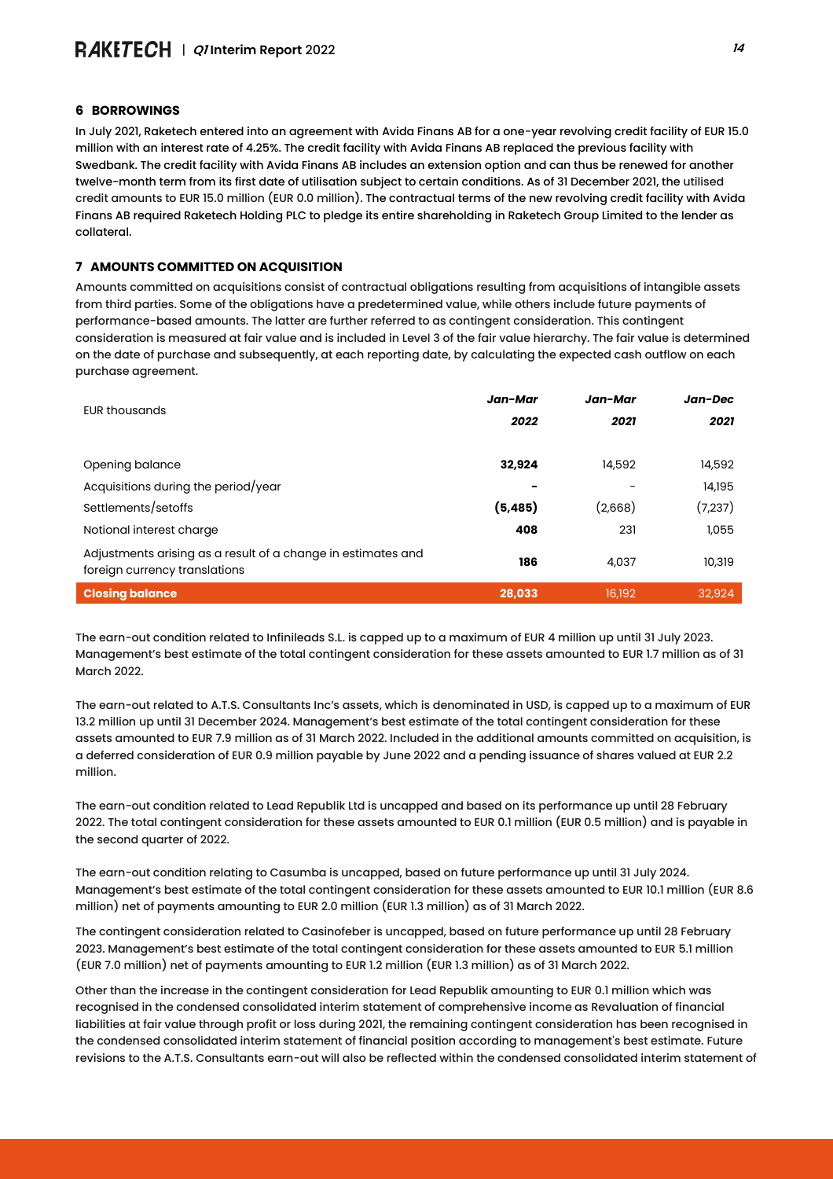## 6 BORROWINGS

In July 2021, Raketech entered into an agreement with Avida Finans AB for a one-year revolving credit facility of EUR 15.0 million with an interest rate of 4.25%. The credit facility with Avida Finans AB replaced the previous facility with Swedbank. The credit facility with Avida Finans AB includes an extension option and can thus be renewed for another twelve-month term from its first date of utilisation subject to certain conditions. As of 31 December 2021, the utilised credit amounts to EUR 15.0 million (EUR 0.0 million). The contractual terms of the new revolving credit facility with Avida Finans AB required Raketech Holding PLC to pledge its entire shareholding in Raketech Group Limited to the lender as collateral.

## 7 AMOUNTS COMMITTED ON ACQUISITION

Amounts committed on acquisitions consist of contractual obligations resulting from acquisitions of intangible assets from third parties. Some of the obligations have a predetermined value, while others include future payments of performance-based amounts. The latter are further referred to as contingent consideration. This contingent consideration is measured at fair value and is included in Level 3 of the fair value hierarchy. The fair value is determined on the date of purchase and subsequently, at each reporting date, by calculating the expected cash outflow on each purchase agreement.

| EUR thousands | *Jan-Mar* *2022* | *Jan-Mar* *2021* | *Jan-Dec* *2021* |
|---|---|---|---|
| Opening balance | **32,924** | 14,592 | 14,592 |
| Acquisitions during the period/year | **-** | - | 14,195 |
| Settlements/setoffs | **(5,485)** | (2,668) | (7,237) |
| Notional interest charge | **408** | 231 | 1,055 |
| Adjustments arising as a result of a change in estimates and foreign currency translations | **186** | 4,037 | 10,319 |
| **Closing balance** | **28,033** | 16,192 | 32,924 |

The earn-out condition related to Infinileads S.L. is capped up to a maximum of EUR 4 million up until 31 July 2023. Management's best estimate of the total contingent consideration for these assets amounted to EUR 1.7 million as of 31 March 2022.

The earn-out related to A.T.S. Consultants Inc's assets, which is denominated in USD, is capped up to a maximum of EUR 13.2 million up until 31 December 2024. Management's best estimate of the total contingent consideration for these assets amounted to EUR 7.9 million as of 31 March 2022. Included in the additional amounts committed on acquisition, is a deferred consideration of EUR 0.9 million payable by June 2022 and a pending issuance of shares valued at EUR 2.2 million.

The earn-out condition related to Lead Republik Ltd is uncapped and based on its performance up until 28 February 2022. The total contingent consideration for these assets amounted to EUR 0.1 million (EUR 0.5 million) and is payable in the second quarter of 2022.

The earn-out condition relating to Casumba is uncapped, based on future performance up until 31 July 2024. Management's best estimate of the total contingent consideration for these assets amounted to EUR 10.1 million (EUR 8.6 million) net of payments amounting to EUR 2.0 million (EUR 1.3 million) as of 31 March 2022.

The contingent consideration related to Casinofeber is uncapped, based on future performance up until 28 February 2023. Management's best estimate of the total contingent consideration for these assets amounted to EUR 5.1 million (EUR 7.0 million) net of payments amounting to EUR 1.2 million (EUR 1.3 million) as of 31 March 2022.

Other than the increase in the contingent consideration for Lead Republik amounting to EUR 0.1 million which was recognised in the condensed consolidated interim statement of comprehensive income as Revaluation of financial liabilities at fair value through profit or loss during 2021, the remaining contingent consideration has been recognised in the condensed consolidated interim statement of financial position according to management's best estimate. Future revisions to the A.T.S. Consultants earn-out will also be reflected within the condensed consolidated interim statement of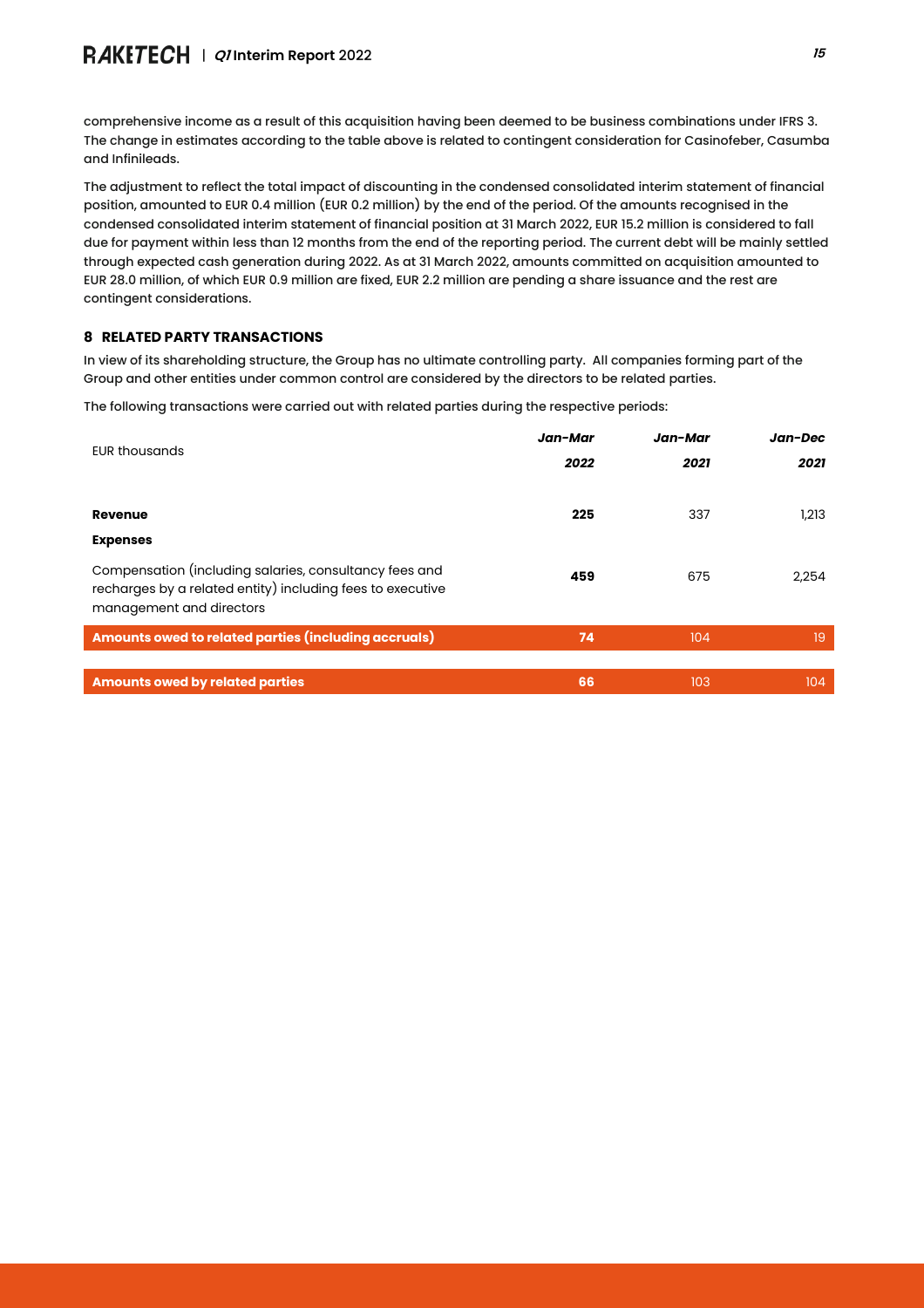comprehensive income as a result of this acquisition having been deemed to be business combinations under IFRS 3. The change in estimates according to the table above is related to contingent consideration for Casinofeber, Casumba and Infinileads.

The adjustment to reflect the total impact of discounting in the condensed consolidated interim statement of financial position, amounted to EUR 0.4 million (EUR 0.2 million) by the end of the period. Of the amounts recognised in the condensed consolidated interim statement of financial position at 31 March 2022, EUR 15.2 million is considered to fall due for payment within less than 12 months from the end of the reporting period. The current debt will be mainly settled through expected cash generation during 2022. As at 31 March 2022, amounts committed on acquisition amounted to EUR 28.0 million, of which EUR 0.9 million are fixed, EUR 2.2 million are pending a share issuance and the rest are contingent considerations.

## 8 RELATED PARTY TRANSACTIONS

In view of its shareholding structure, the Group has no ultimate controlling party. All companies forming part of the Group and other entities under common control are considered by the directors to be related parties.

The following transactions were carried out with related parties during the respective periods:

| EUR thousands | *Jan-Mar 2022* | *Jan-Mar 2021* | *Jan-Dec 2021* |
|---|---|---|---|
| **Revenue** | **225** | 337 | 1,213 |
| **Expenses** | | | |
| Compensation (including salaries, consultancy fees and recharges by a related entity) including fees to executive management and directors | **459** | 675 | 2,254 |
| **Amounts owed to related parties (including accruals)** | **74** | 104 | 19 |
| **Amounts owed by related parties** | **66** | 103 | 104 |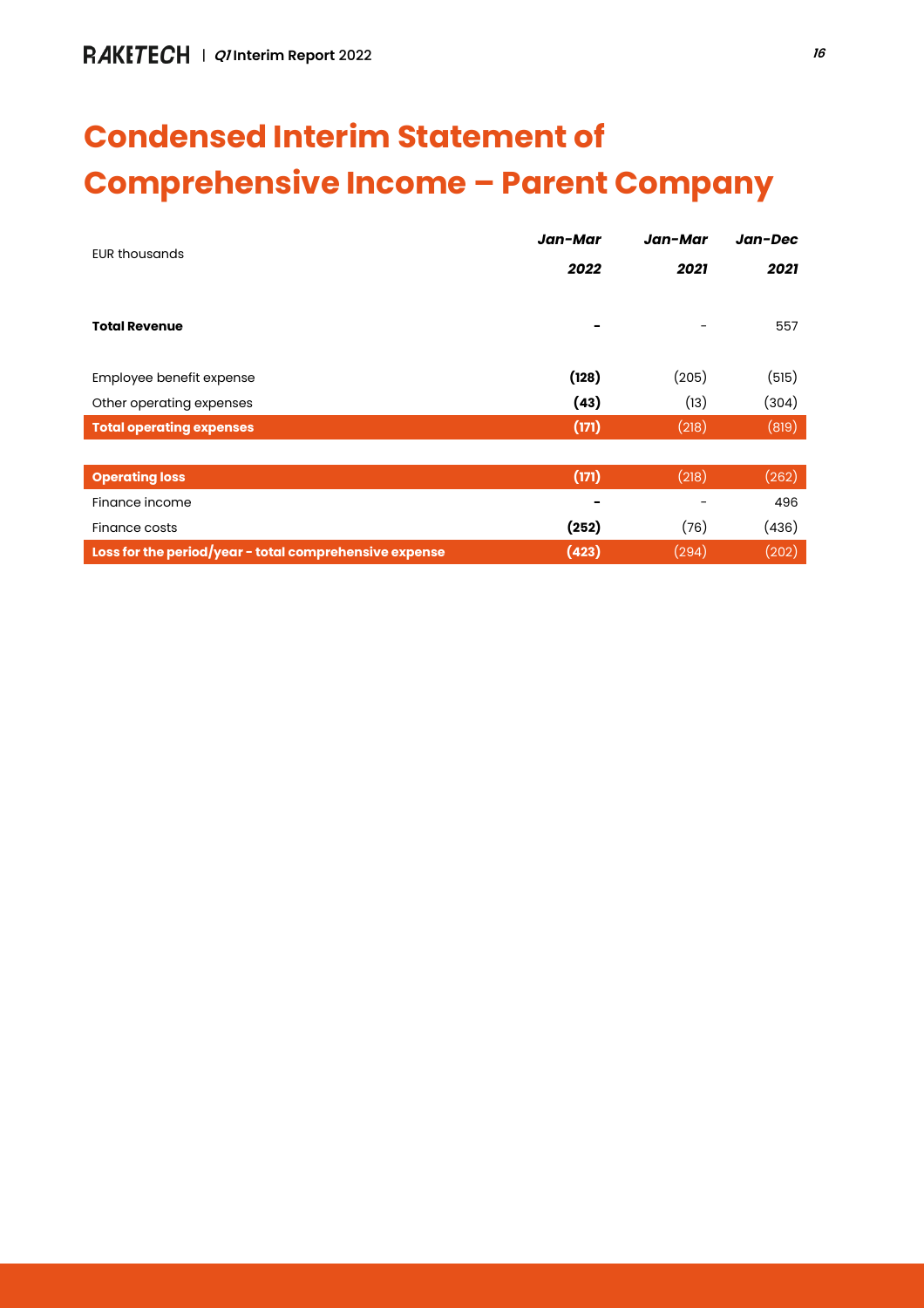# Condensed Interim Statement of Comprehensive Income – Parent Company

| EUR thousands | *Jan-Mar* ***2022*** | *Jan-Mar* ***2021*** | *Jan-Dec* ***2021*** |
|---|---|---|---|
| **Total Revenue** | **-** | - | 557 |
| Employee benefit expense | **(128)** | (205) | (515) |
| Other operating expenses | **(43)** | (13) | (304) |
| **Total operating expenses** | **(171)** | (218) | (819) |
| **Operating loss** | **(171)** | (218) | (262) |
| Finance income | **-** | - | 496 |
| Finance costs | **(252)** | (76) | (436) |
| **Loss for the period/year - total comprehensive expense** | **(423)** | (294) | (202) |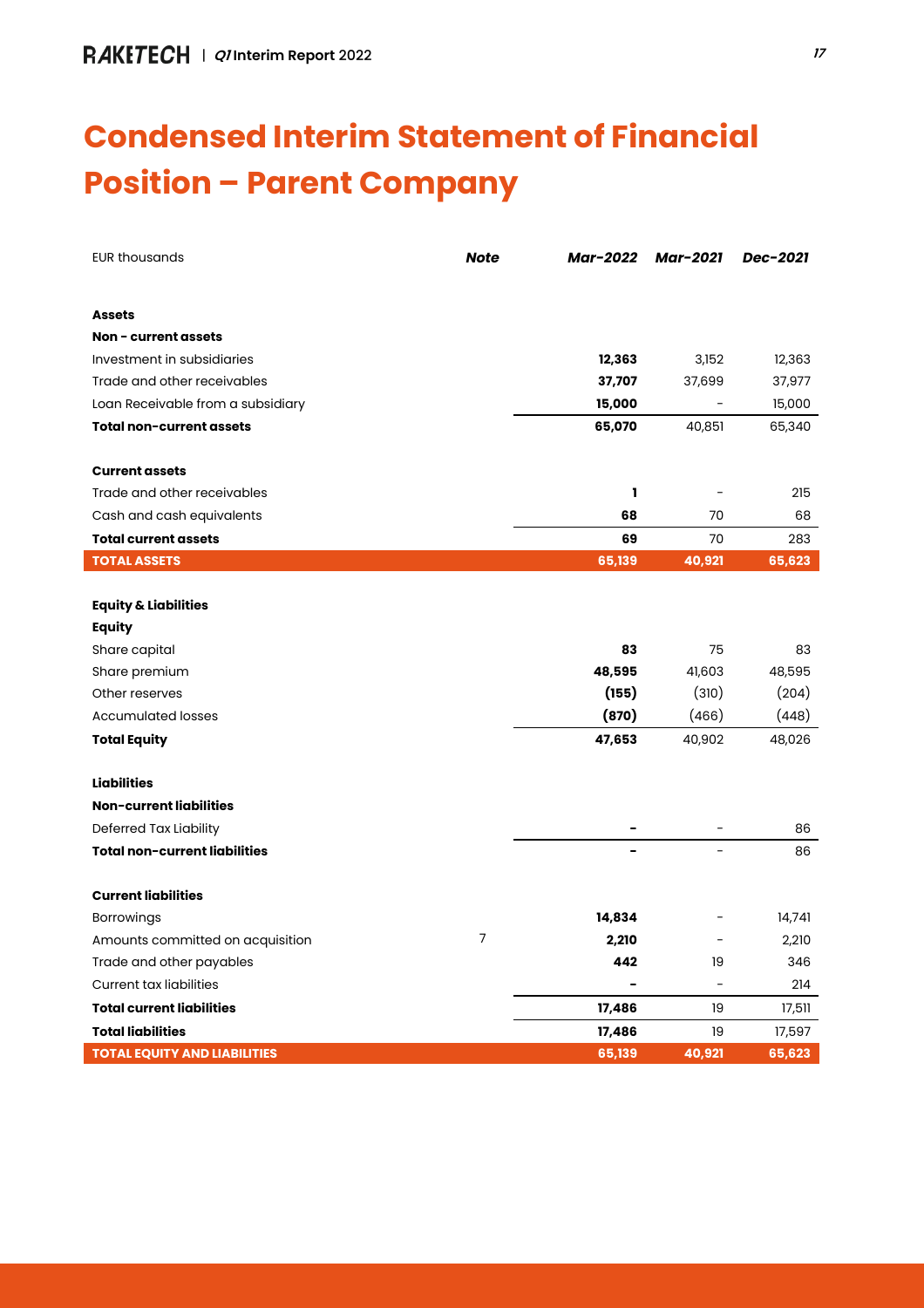# Condensed Interim Statement of Financial Position – Parent Company

| EUR thousands | Note | Mar-2022 | Mar-2021 | Dec-2021 |
|---|---|---|---|---|
| **Assets** | | | | |
| **Non - current assets** | | | | |
| Investment in subsidiaries | | **12,363** | 3,152 | 12,363 |
| Trade and other receivables | | **37,707** | 37,699 | 37,977 |
| Loan Receivable from a subsidiary | | **15,000** | - | 15,000 |
| **Total non-current assets** | | **65,070** | 40,851 | 65,340 |
| **Current assets** | | | | |
| Trade and other receivables | | **1** | - | 215 |
| Cash and cash equivalents | | **68** | 70 | 68 |
| **Total current assets** | | **69** | 70 | 283 |
| **TOTAL ASSETS** | | **65,139** | **40,921** | **65,623** |
| **Equity & Liabilities** | | | | |
| **Equity** | | | | |
| Share capital | | **83** | 75 | 83 |
| Share premium | | **48,595** | 41,603 | 48,595 |
| Other reserves | | **(155)** | (310) | (204) |
| Accumulated losses | | **(870)** | (466) | (448) |
| **Total Equity** | | **47,653** | 40,902 | 48,026 |
| **Liabilities** | | | | |
| **Non-current liabilities** | | | | |
| Deferred Tax Liability | | **-** | - | 86 |
| **Total non-current liabilities** | | **-** | - | 86 |
| **Current liabilities** | | | | |
| Borrowings | | **14,834** | - | 14,741 |
| Amounts committed on acquisition | 7 | **2,210** | - | 2,210 |
| Trade and other payables | | **442** | 19 | 346 |
| Current tax liabilities | | **-** | - | 214 |
| **Total current liabilities** | | **17,486** | 19 | 17,511 |
| **Total liabilities** | | **17,486** | 19 | 17,597 |
| **TOTAL EQUITY AND LIABILITIES** | | **65,139** | **40,921** | **65,623** |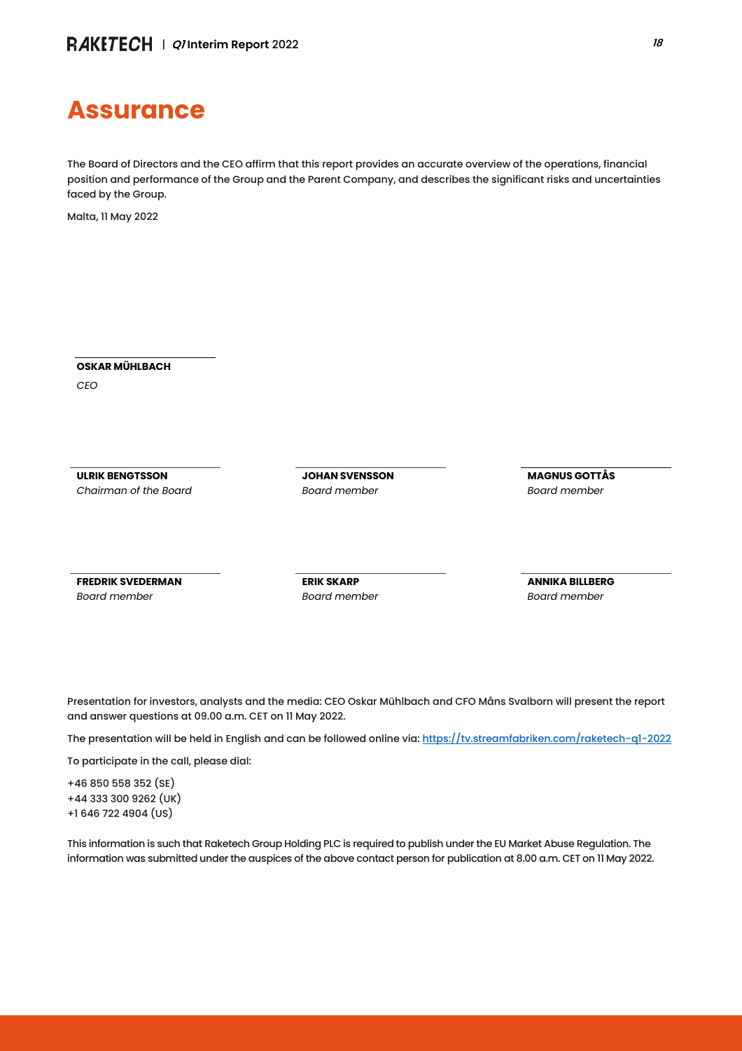# Assurance

The Board of Directors and the CEO affirm that this report provides an accurate overview of the operations, financial position and performance of the Group and the Parent Company, and describes the significant risks and uncertainties faced by the Group.

Malta, 11 May 2022

**OSKAR MÜHLBACH**
*CEO*

**ULRIK BENGTSSON**
*Chairman of the Board*

**JOHAN SVENSSON**
*Board member*

**MAGNUS GOTTÅS**
*Board member*

**FREDRIK SVEDERMAN**
*Board member*

**ERIK SKARP**
*Board member*

**ANNIKA BILLBERG**
*Board member*

Presentation for investors, analysts and the media: CEO Oskar Mühlbach and CFO Måns Svalborn will present the report and answer questions at 09.00 a.m. CET on 11 May 2022.

The presentation will be held in English and can be followed online via: https://tv.streamfabriken.com/raketech-q1-2022

To participate in the call, please dial:

+46 850 558 352 (SE)
+44 333 300 9262 (UK)
+1 646 722 4904 (US)

This information is such that Raketech Group Holding PLC is required to publish under the EU Market Abuse Regulation. The information was submitted under the auspices of the above contact person for publication at 8.00 a.m. CET on 11 May 2022.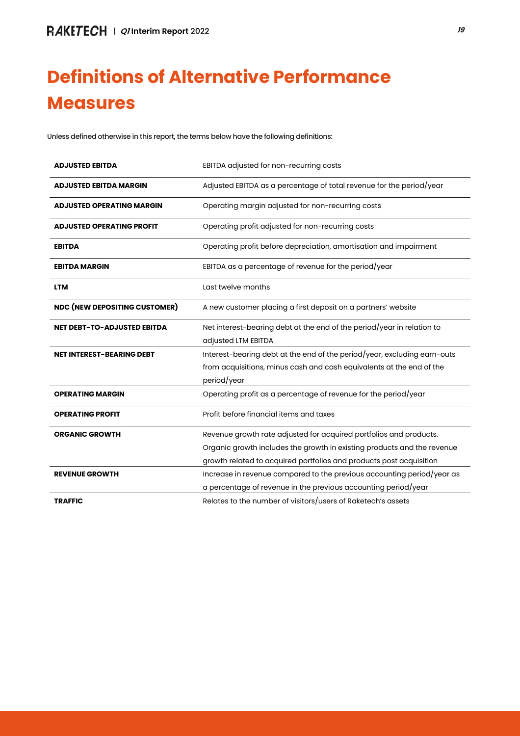# Definitions of Alternative Performance Measures

Unless defined otherwise in this report, the terms below have the following definitions:

| | |
|---|---|
| **ADJUSTED EBITDA** | EBITDA adjusted for non-recurring costs |
| **ADJUSTED EBITDA MARGIN** | Adjusted EBITDA as a percentage of total revenue for the period/year |
| **ADJUSTED OPERATING MARGIN** | Operating margin adjusted for non-recurring costs |
| **ADJUSTED OPERATING PROFIT** | Operating profit adjusted for non-recurring costs |
| **EBITDA** | Operating profit before depreciation, amortisation and impairment |
| **EBITDA MARGIN** | EBITDA as a percentage of revenue for the period/year |
| **LTM** | Last twelve months |
| **NDC (NEW DEPOSITING CUSTOMER)** | A new customer placing a first deposit on a partners' website |
| **NET DEBT-TO-ADJUSTED EBITDA** | Net interest-bearing debt at the end of the period/year in relation to adjusted LTM EBITDA |
| **NET INTEREST-BEARING DEBT** | Interest-bearing debt at the end of the period/year, excluding earn-outs from acquisitions, minus cash and cash equivalents at the end of the period/year |
| **OPERATING MARGIN** | Operating profit as a percentage of revenue for the period/year |
| **OPERATING PROFIT** | Profit before financial items and taxes |
| **ORGANIC GROWTH** | Revenue growth rate adjusted for acquired portfolios and products. Organic growth includes the growth in existing products and the revenue growth related to acquired portfolios and products post acquisition |
| **REVENUE GROWTH** | Increase in revenue compared to the previous accounting period/year as a percentage of revenue in the previous accounting period/year |
| **TRAFFIC** | Relates to the number of visitors/users of Raketech's assets |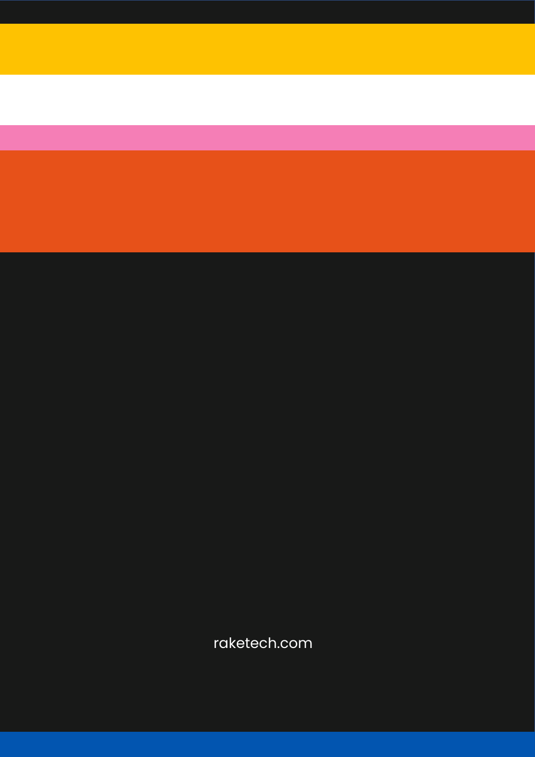raketech.com